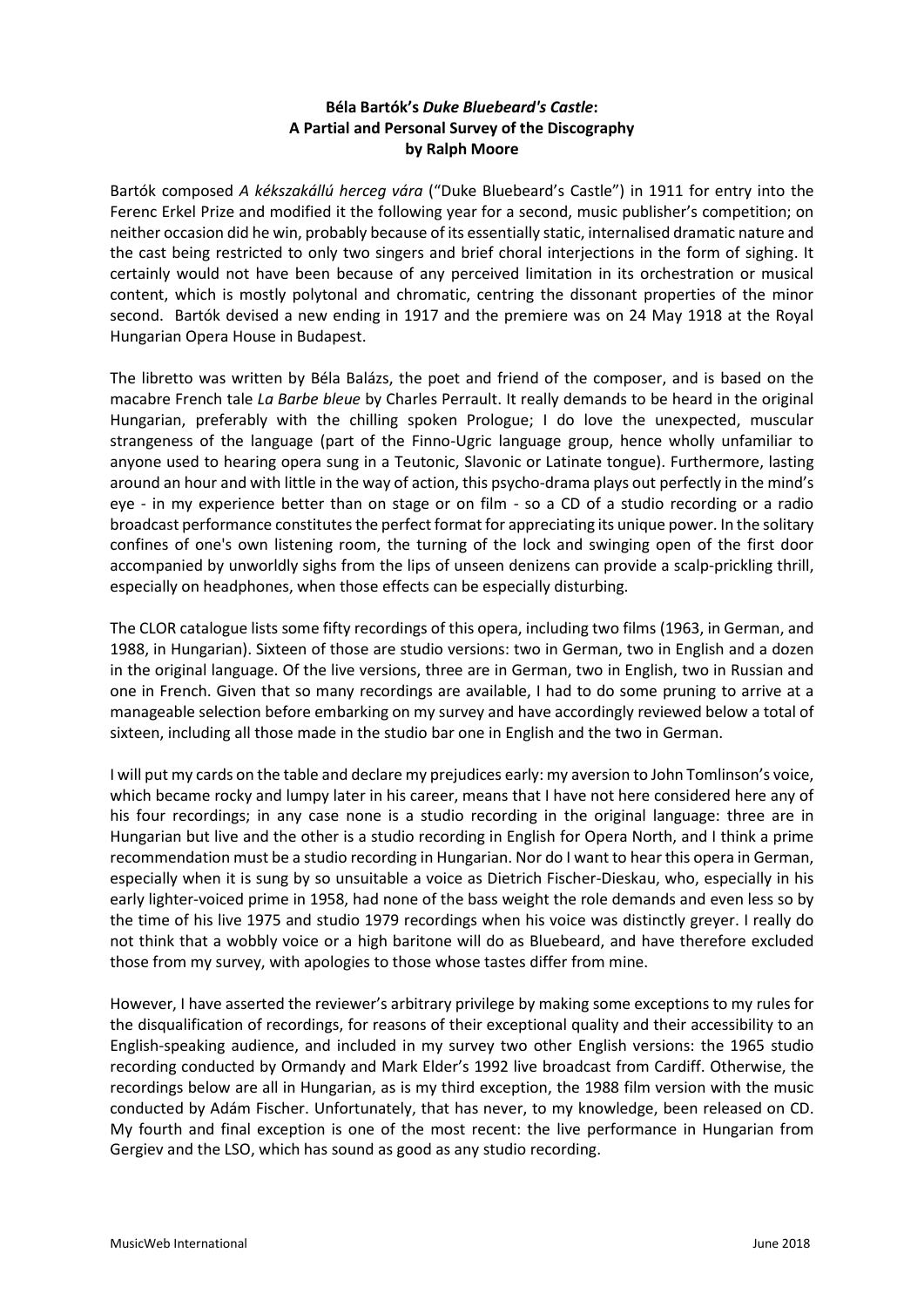**Béla Bartók's *Duke Bluebeard's Castle*:**
**A Partial and Personal Survey of the Discography**
**by Ralph Moore**

Bartók composed *A kékszakállú herceg vára* ("Duke Bluebeard's Castle") in 1911 for entry into the Ferenc Erkel Prize and modified it the following year for a second, music publisher's competition; on neither occasion did he win, probably because of its essentially static, internalised dramatic nature and the cast being restricted to only two singers and brief choral interjections in the form of sighing. It certainly would not have been because of any perceived limitation in its orchestration or musical content, which is mostly polytonal and chromatic, centring the dissonant properties of the minor second. Bartók devised a new ending in 1917 and the premiere was on 24 May 1918 at the Royal Hungarian Opera House in Budapest.

The libretto was written by Béla Balázs, the poet and friend of the composer, and is based on the macabre French tale *La Barbe bleue* by Charles Perrault. It really demands to be heard in the original Hungarian, preferably with the chilling spoken Prologue; I do love the unexpected, muscular strangeness of the language (part of the Finno-Ugric language group, hence wholly unfamiliar to anyone used to hearing opera sung in a Teutonic, Slavonic or Latinate tongue). Furthermore, lasting around an hour and with little in the way of action, this psycho-drama plays out perfectly in the mind's eye - in my experience better than on stage or on film - so a CD of a studio recording or a radio broadcast performance constitutes the perfect format for appreciating its unique power. In the solitary confines of one's own listening room, the turning of the lock and swinging open of the first door accompanied by unworldly sighs from the lips of unseen denizens can provide a scalp-prickling thrill, especially on headphones, when those effects can be especially disturbing.

The CLOR catalogue lists some fifty recordings of this opera, including two films (1963, in German, and 1988, in Hungarian). Sixteen of those are studio versions: two in German, two in English and a dozen in the original language. Of the live versions, three are in German, two in English, two in Russian and one in French. Given that so many recordings are available, I had to do some pruning to arrive at a manageable selection before embarking on my survey and have accordingly reviewed below a total of sixteen, including all those made in the studio bar one in English and the two in German.

I will put my cards on the table and declare my prejudices early: my aversion to John Tomlinson's voice, which became rocky and lumpy later in his career, means that I have not here considered here any of his four recordings; in any case none is a studio recording in the original language: three are in Hungarian but live and the other is a studio recording in English for Opera North, and I think a prime recommendation must be a studio recording in Hungarian. Nor do I want to hear this opera in German, especially when it is sung by so unsuitable a voice as Dietrich Fischer-Dieskau, who, especially in his early lighter-voiced prime in 1958, had none of the bass weight the role demands and even less so by the time of his live 1975 and studio 1979 recordings when his voice was distinctly greyer. I really do not think that a wobbly voice or a high baritone will do as Bluebeard, and have therefore excluded those from my survey, with apologies to those whose tastes differ from mine.

However, I have asserted the reviewer's arbitrary privilege by making some exceptions to my rules for the disqualification of recordings, for reasons of their exceptional quality and their accessibility to an English-speaking audience, and included in my survey two other English versions: the 1965 studio recording conducted by Ormandy and Mark Elder's 1992 live broadcast from Cardiff. Otherwise, the recordings below are all in Hungarian, as is my third exception, the 1988 film version with the music conducted by Adám Fischer. Unfortunately, that has never, to my knowledge, been released on CD. My fourth and final exception is one of the most recent: the live performance in Hungarian from Gergiev and the LSO, which has sound as good as any studio recording.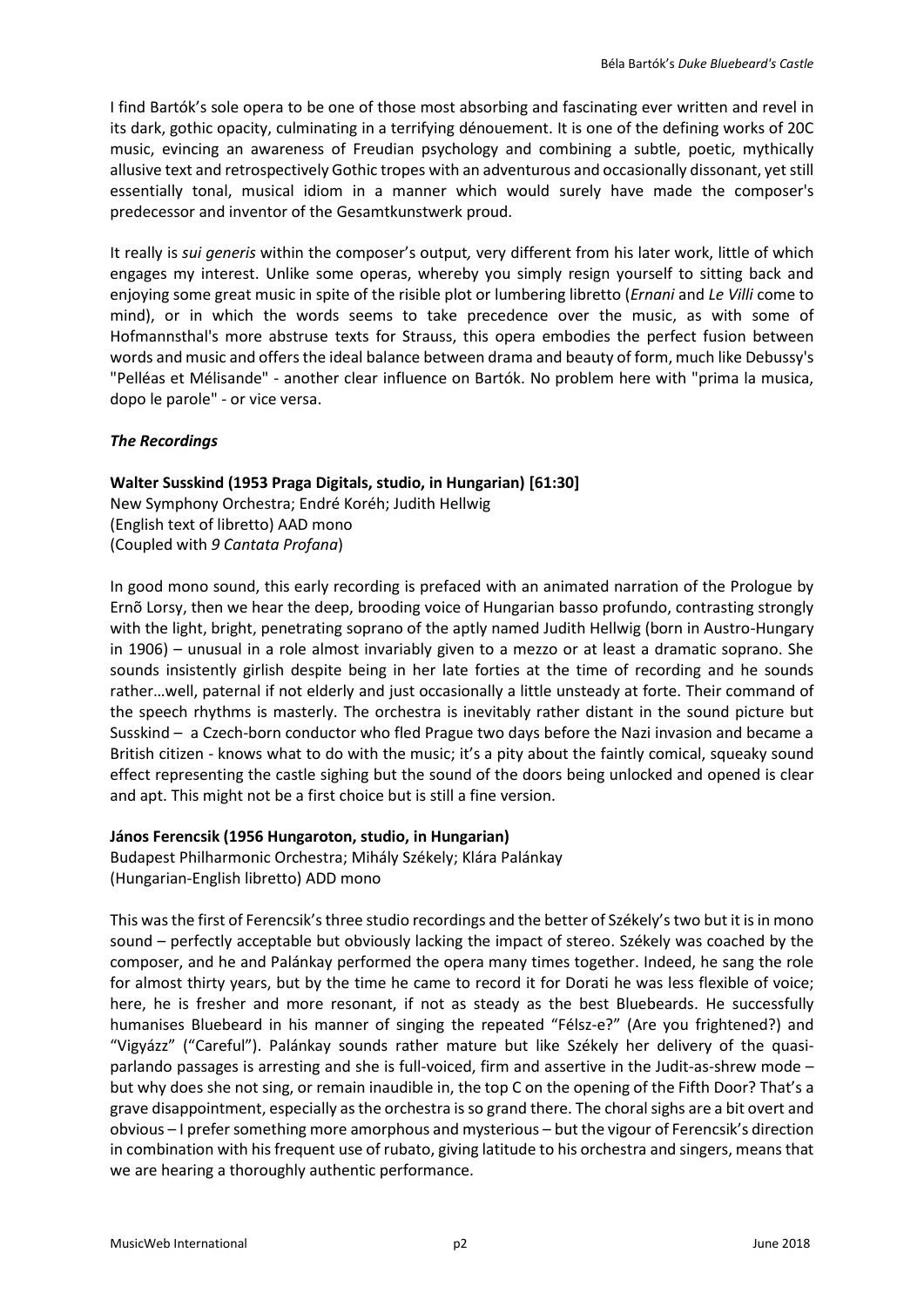I find Bartók's sole opera to be one of those most absorbing and fascinating ever written and revel in its dark, gothic opacity, culminating in a terrifying dénouement. It is one of the defining works of 20C music, evincing an awareness of Freudian psychology and combining a subtle, poetic, mythically allusive text and retrospectively Gothic tropes with an adventurous and occasionally dissonant, yet still essentially tonal, musical idiom in a manner which would surely have made the composer's predecessor and inventor of the Gesamtkunstwerk proud.

It really is *sui generis* within the composer's output*,* very different from his later work, little of which engages my interest. Unlike some operas, whereby you simply resign yourself to sitting back and enjoying some great music in spite of the risible plot or lumbering libretto (*Ernani* and *Le Villi* come to mind), or in which the words seems to take precedence over the music, as with some of Hofmannsthal's more abstruse texts for Strauss, this opera embodies the perfect fusion between words and music and offers the ideal balance between drama and beauty of form, much like Debussy's "Pelléas et Mélisande" - another clear influence on Bartók. No problem here with "prima la musica, dopo le parole" - or vice versa.

***The Recordings***

**Walter Susskind (1953 Praga Digitals, studio, in Hungarian) [61:30]**
New Symphony Orchestra; Endré Koréh; Judith Hellwig
(English text of libretto) AAD mono
(Coupled with *9 Cantata Profana*)

In good mono sound, this early recording is prefaced with an animated narration of the Prologue by Ernõ Lorsy, then we hear the deep, brooding voice of Hungarian basso profundo, contrasting strongly with the light, bright, penetrating soprano of the aptly named Judith Hellwig (born in Austro-Hungary in 1906) – unusual in a role almost invariably given to a mezzo or at least a dramatic soprano. She sounds insistently girlish despite being in her late forties at the time of recording and he sounds rather…well, paternal if not elderly and just occasionally a little unsteady at forte. Their command of the speech rhythms is masterly. The orchestra is inevitably rather distant in the sound picture but Susskind – a Czech-born conductor who fled Prague two days before the Nazi invasion and became a British citizen - knows what to do with the music; it's a pity about the faintly comical, squeaky sound effect representing the castle sighing but the sound of the doors being unlocked and opened is clear and apt. This might not be a first choice but is still a fine version.

**János Ferencsik (1956 Hungaroton, studio, in Hungarian)**
Budapest Philharmonic Orchestra; Mihály Székely; Klára Palánkay
(Hungarian-English libretto) ADD mono

This was the first of Ferencsik's three studio recordings and the better of Székely's two but it is in mono sound – perfectly acceptable but obviously lacking the impact of stereo. Székely was coached by the composer, and he and Palánkay performed the opera many times together. Indeed, he sang the role for almost thirty years, but by the time he came to record it for Dorati he was less flexible of voice; here, he is fresher and more resonant, if not as steady as the best Bluebeards. He successfully humanises Bluebeard in his manner of singing the repeated "Félsz-e?" (Are you frightened?) and "Vigyázz" ("Careful"). Palánkay sounds rather mature but like Székely her delivery of the quasi-parlando passages is arresting and she is full-voiced, firm and assertive in the Judit-as-shrew mode – but why does she not sing, or remain inaudible in, the top C on the opening of the Fifth Door? That's a grave disappointment, especially as the orchestra is so grand there. The choral sighs are a bit overt and obvious – I prefer something more amorphous and mysterious – but the vigour of Ferencsik's direction in combination with his frequent use of rubato, giving latitude to his orchestra and singers, means that we are hearing a thoroughly authentic performance.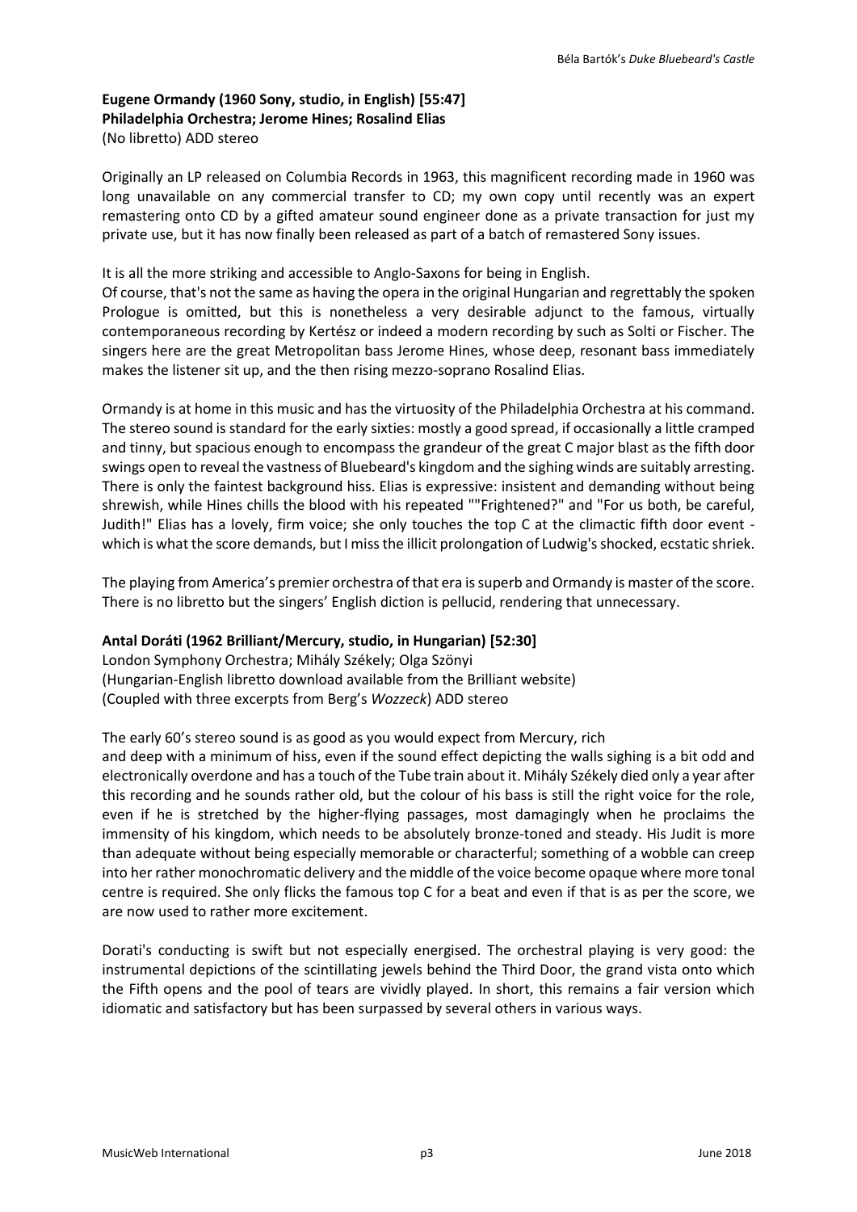**Eugene Ormandy (1960 Sony, studio, in English) [55:47]**
**Philadelphia Orchestra; Jerome Hines; Rosalind Elias**
(No libretto) ADD stereo

Originally an LP released on Columbia Records in 1963, this magnificent recording made in 1960 was long unavailable on any commercial transfer to CD; my own copy until recently was an expert remastering onto CD by a gifted amateur sound engineer done as a private transaction for just my private use, but it has now finally been released as part of a batch of remastered Sony issues.

It is all the more striking and accessible to Anglo-Saxons for being in English.
Of course, that's not the same as having the opera in the original Hungarian and regrettably the spoken Prologue is omitted, but this is nonetheless a very desirable adjunct to the famous, virtually contemporaneous recording by Kertész or indeed a modern recording by such as Solti or Fischer. The singers here are the great Metropolitan bass Jerome Hines, whose deep, resonant bass immediately makes the listener sit up, and the then rising mezzo-soprano Rosalind Elias.

Ormandy is at home in this music and has the virtuosity of the Philadelphia Orchestra at his command. The stereo sound is standard for the early sixties: mostly a good spread, if occasionally a little cramped and tinny, but spacious enough to encompass the grandeur of the great C major blast as the fifth door swings open to reveal the vastness of Bluebeard's kingdom and the sighing winds are suitably arresting. There is only the faintest background hiss. Elias is expressive: insistent and demanding without being shrewish, while Hines chills the blood with his repeated ""Frightened?" and "For us both, be careful, Judith!" Elias has a lovely, firm voice; she only touches the top C at the climactic fifth door event - which is what the score demands, but I miss the illicit prolongation of Ludwig's shocked, ecstatic shriek.

The playing from America's premier orchestra of that era is superb and Ormandy is master of the score. There is no libretto but the singers' English diction is pellucid, rendering that unnecessary.

**Antal Doráti (1962 Brilliant/Mercury, studio, in Hungarian) [52:30]**
London Symphony Orchestra; Mihály Székely; Olga Szönyi
(Hungarian-English libretto download available from the Brilliant website)
(Coupled with three excerpts from Berg's *Wozzeck*) ADD stereo

The early 60's stereo sound is as good as you would expect from Mercury, rich and deep with a minimum of hiss, even if the sound effect depicting the walls sighing is a bit odd and electronically overdone and has a touch of the Tube train about it. Mihály Székely died only a year after this recording and he sounds rather old, but the colour of his bass is still the right voice for the role, even if he is stretched by the higher-flying passages, most damagingly when he proclaims the immensity of his kingdom, which needs to be absolutely bronze-toned and steady. His Judit is more than adequate without being especially memorable or characterful; something of a wobble can creep into her rather monochromatic delivery and the middle of the voice become opaque where more tonal centre is required. She only flicks the famous top C for a beat and even if that is as per the score, we are now used to rather more excitement.

Dorati's conducting is swift but not especially energised. The orchestral playing is very good: the instrumental depictions of the scintillating jewels behind the Third Door, the grand vista onto which the Fifth opens and the pool of tears are vividly played. In short, this remains a fair version which idiomatic and satisfactory but has been surpassed by several others in various ways.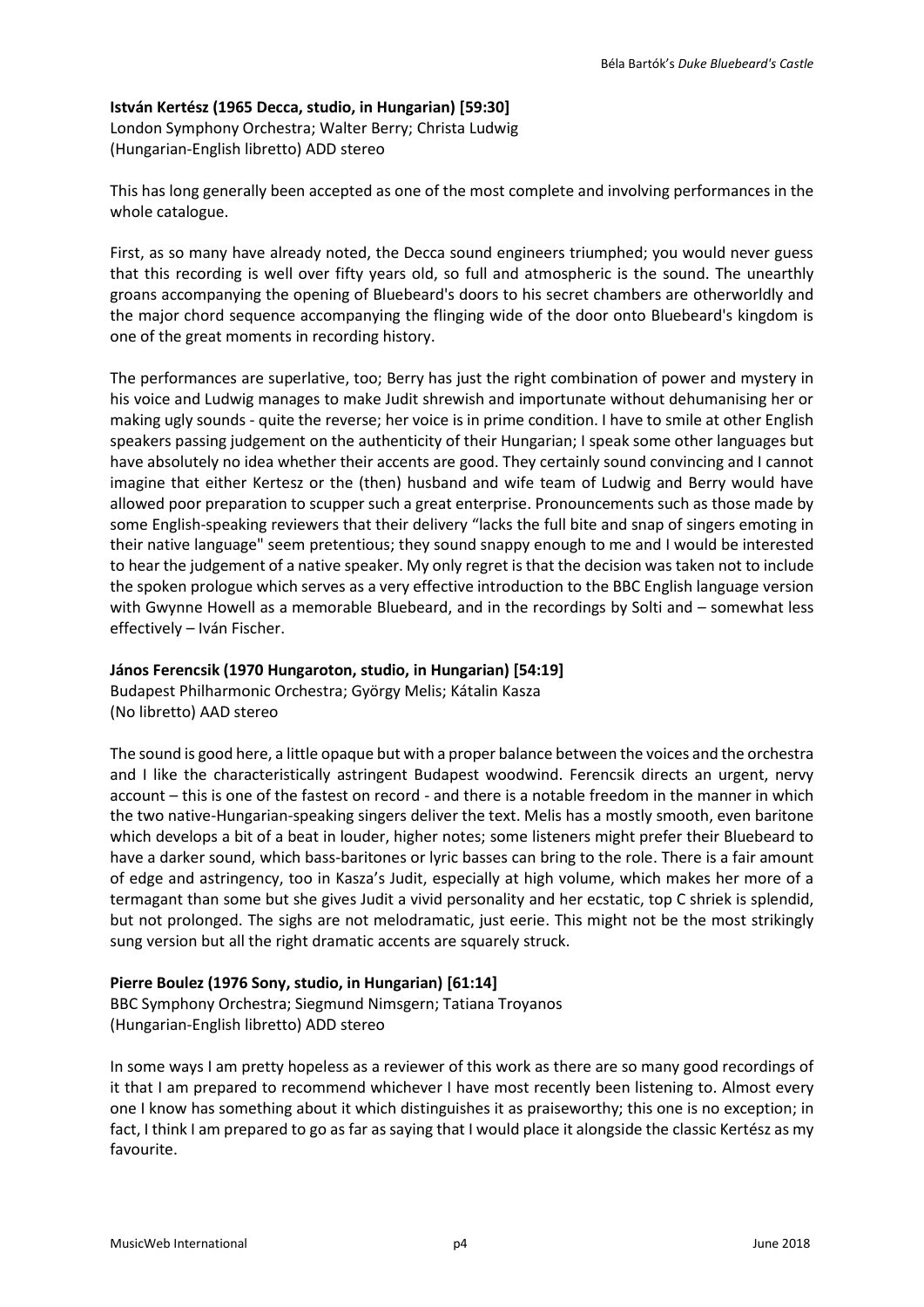**István Kertész (1965 Decca, studio, in Hungarian) [59:30]**
London Symphony Orchestra; Walter Berry; Christa Ludwig
(Hungarian-English libretto) ADD stereo

This has long generally been accepted as one of the most complete and involving performances in the whole catalogue.

First, as so many have already noted, the Decca sound engineers triumphed; you would never guess that this recording is well over fifty years old, so full and atmospheric is the sound. The unearthly groans accompanying the opening of Bluebeard's doors to his secret chambers are otherworldly and the major chord sequence accompanying the flinging wide of the door onto Bluebeard's kingdom is one of the great moments in recording history.

The performances are superlative, too; Berry has just the right combination of power and mystery in his voice and Ludwig manages to make Judit shrewish and importunate without dehumanising her or making ugly sounds - quite the reverse; her voice is in prime condition. I have to smile at other English speakers passing judgement on the authenticity of their Hungarian; I speak some other languages but have absolutely no idea whether their accents are good. They certainly sound convincing and I cannot imagine that either Kertesz or the (then) husband and wife team of Ludwig and Berry would have allowed poor preparation to scupper such a great enterprise. Pronouncements such as those made by some English-speaking reviewers that their delivery "lacks the full bite and snap of singers emoting in their native language" seem pretentious; they sound snappy enough to me and I would be interested to hear the judgement of a native speaker. My only regret is that the decision was taken not to include the spoken prologue which serves as a very effective introduction to the BBC English language version with Gwynne Howell as a memorable Bluebeard, and in the recordings by Solti and – somewhat less effectively – Iván Fischer.

**János Ferencsik (1970 Hungaroton, studio, in Hungarian) [54:19]**
Budapest Philharmonic Orchestra; György Melis; Kátalin Kasza
(No libretto) AAD stereo

The sound is good here, a little opaque but with a proper balance between the voices and the orchestra and I like the characteristically astringent Budapest woodwind. Ferencsik directs an urgent, nervy account – this is one of the fastest on record - and there is a notable freedom in the manner in which the two native-Hungarian-speaking singers deliver the text. Melis has a mostly smooth, even baritone which develops a bit of a beat in louder, higher notes; some listeners might prefer their Bluebeard to have a darker sound, which bass-baritones or lyric basses can bring to the role. There is a fair amount of edge and astringency, too in Kasza's Judit, especially at high volume, which makes her more of a termagant than some but she gives Judit a vivid personality and her ecstatic, top C shriek is splendid, but not prolonged. The sighs are not melodramatic, just eerie. This might not be the most strikingly sung version but all the right dramatic accents are squarely struck.

**Pierre Boulez (1976 Sony, studio, in Hungarian) [61:14]**
BBC Symphony Orchestra; Siegmund Nimsgern; Tatiana Troyanos
(Hungarian-English libretto) ADD stereo

In some ways I am pretty hopeless as a reviewer of this work as there are so many good recordings of it that I am prepared to recommend whichever I have most recently been listening to. Almost every one I know has something about it which distinguishes it as praiseworthy; this one is no exception; in fact, I think I am prepared to go as far as saying that I would place it alongside the classic Kertész as my favourite.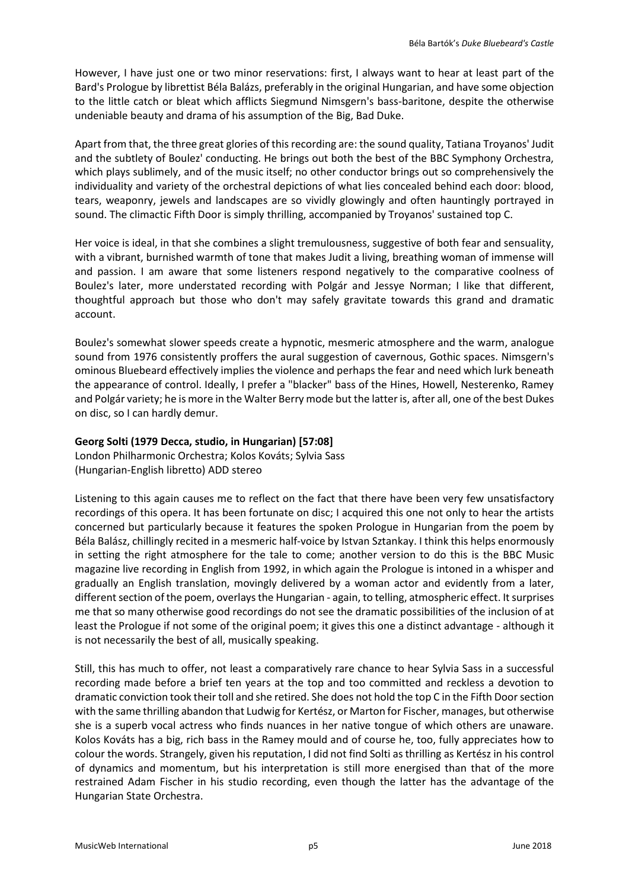However, I have just one or two minor reservations: first, I always want to hear at least part of the Bard's Prologue by librettist Béla Balázs, preferably in the original Hungarian, and have some objection to the little catch or bleat which afflicts Siegmund Nimsgern's bass-baritone, despite the otherwise undeniable beauty and drama of his assumption of the Big, Bad Duke.

Apart from that, the three great glories of this recording are: the sound quality, Tatiana Troyanos' Judit and the subtlety of Boulez' conducting. He brings out both the best of the BBC Symphony Orchestra, which plays sublimely, and of the music itself; no other conductor brings out so comprehensively the individuality and variety of the orchestral depictions of what lies concealed behind each door: blood, tears, weaponry, jewels and landscapes are so vividly glowingly and often hauntingly portrayed in sound. The climactic Fifth Door is simply thrilling, accompanied by Troyanos' sustained top C.

Her voice is ideal, in that she combines a slight tremulousness, suggestive of both fear and sensuality, with a vibrant, burnished warmth of tone that makes Judit a living, breathing woman of immense will and passion. I am aware that some listeners respond negatively to the comparative coolness of Boulez's later, more understated recording with Polgár and Jessye Norman; I like that different, thoughtful approach but those who don't may safely gravitate towards this grand and dramatic account.

Boulez's somewhat slower speeds create a hypnotic, mesmeric atmosphere and the warm, analogue sound from 1976 consistently proffers the aural suggestion of cavernous, Gothic spaces. Nimsgern's ominous Bluebeard effectively implies the violence and perhaps the fear and need which lurk beneath the appearance of control. Ideally, I prefer a "blacker" bass of the Hines, Howell, Nesterenko, Ramey and Polgár variety; he is more in the Walter Berry mode but the latter is, after all, one of the best Dukes on disc, so I can hardly demur.

**Georg Solti (1979 Decca, studio, in Hungarian) [57:08]**
London Philharmonic Orchestra; Kolos Kováts; Sylvia Sass
(Hungarian-English libretto) ADD stereo

Listening to this again causes me to reflect on the fact that there have been very few unsatisfactory recordings of this opera. It has been fortunate on disc; I acquired this one not only to hear the artists concerned but particularly because it features the spoken Prologue in Hungarian from the poem by Béla Balász, chillingly recited in a mesmeric half-voice by Istvan Sztankay. I think this helps enormously in setting the right atmosphere for the tale to come; another version to do this is the BBC Music magazine live recording in English from 1992, in which again the Prologue is intoned in a whisper and gradually an English translation, movingly delivered by a woman actor and evidently from a later, different section of the poem, overlays the Hungarian - again, to telling, atmospheric effect. It surprises me that so many otherwise good recordings do not see the dramatic possibilities of the inclusion of at least the Prologue if not some of the original poem; it gives this one a distinct advantage - although it is not necessarily the best of all, musically speaking.

Still, this has much to offer, not least a comparatively rare chance to hear Sylvia Sass in a successful recording made before a brief ten years at the top and too committed and reckless a devotion to dramatic conviction took their toll and she retired. She does not hold the top C in the Fifth Door section with the same thrilling abandon that Ludwig for Kertész, or Marton for Fischer, manages, but otherwise she is a superb vocal actress who finds nuances in her native tongue of which others are unaware. Kolos Kováts has a big, rich bass in the Ramey mould and of course he, too, fully appreciates how to colour the words. Strangely, given his reputation, I did not find Solti as thrilling as Kertész in his control of dynamics and momentum, but his interpretation is still more energised than that of the more restrained Adam Fischer in his studio recording, even though the latter has the advantage of the Hungarian State Orchestra.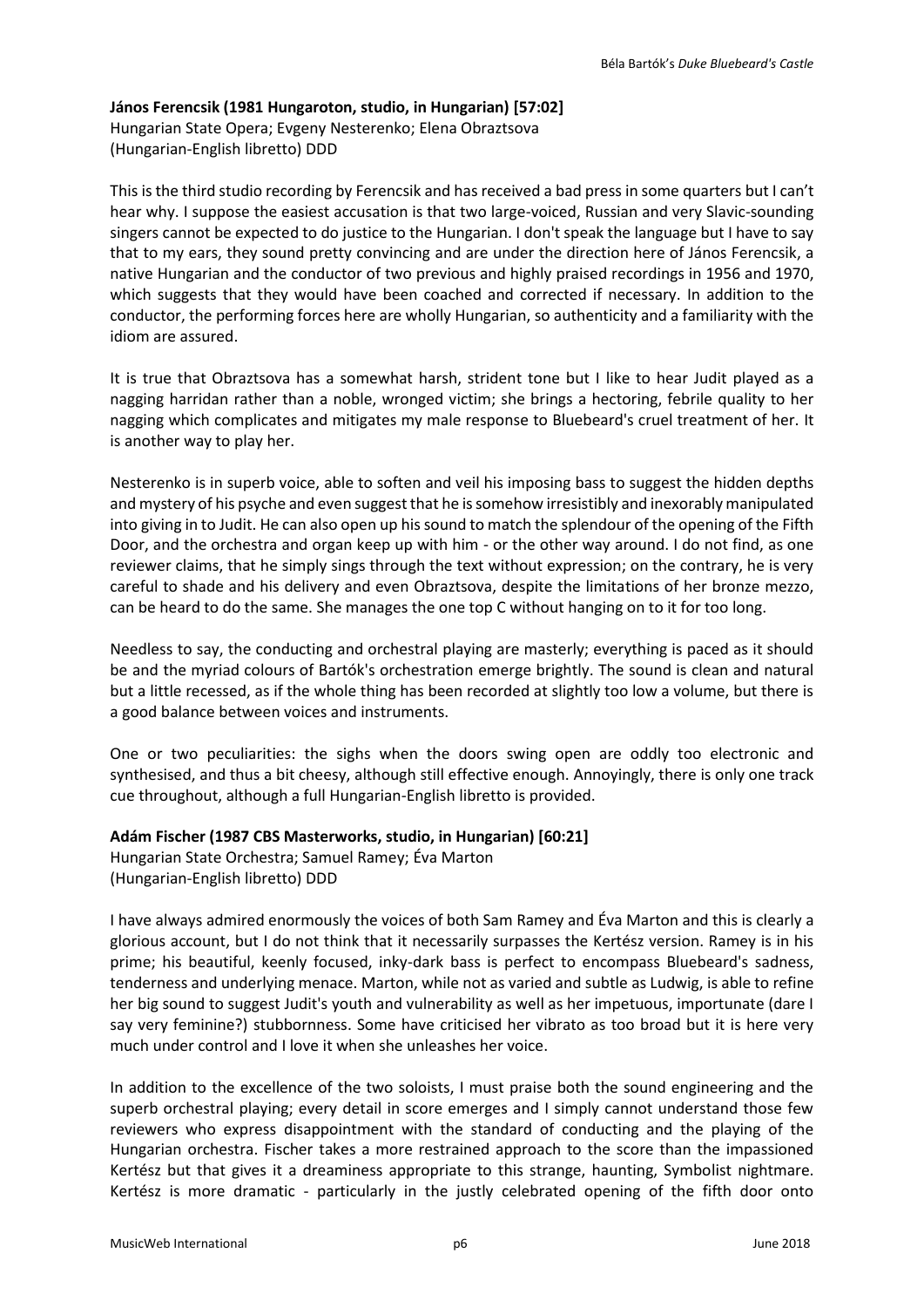**János Ferencsik (1981 Hungaroton, studio, in Hungarian) [57:02]**
Hungarian State Opera; Evgeny Nesterenko; Elena Obraztsova
(Hungarian-English libretto) DDD

This is the third studio recording by Ferencsik and has received a bad press in some quarters but I can't hear why. I suppose the easiest accusation is that two large-voiced, Russian and very Slavic-sounding singers cannot be expected to do justice to the Hungarian. I don't speak the language but I have to say that to my ears, they sound pretty convincing and are under the direction here of János Ferencsik, a native Hungarian and the conductor of two previous and highly praised recordings in 1956 and 1970, which suggests that they would have been coached and corrected if necessary. In addition to the conductor, the performing forces here are wholly Hungarian, so authenticity and a familiarity with the idiom are assured.

It is true that Obraztsova has a somewhat harsh, strident tone but I like to hear Judit played as a nagging harridan rather than a noble, wronged victim; she brings a hectoring, febrile quality to her nagging which complicates and mitigates my male response to Bluebeard's cruel treatment of her. It is another way to play her.

Nesterenko is in superb voice, able to soften and veil his imposing bass to suggest the hidden depths and mystery of his psyche and even suggest that he is somehow irresistibly and inexorably manipulated into giving in to Judit. He can also open up his sound to match the splendour of the opening of the Fifth Door, and the orchestra and organ keep up with him - or the other way around. I do not find, as one reviewer claims, that he simply sings through the text without expression; on the contrary, he is very careful to shade and his delivery and even Obraztsova, despite the limitations of her bronze mezzo, can be heard to do the same. She manages the one top C without hanging on to it for too long.

Needless to say, the conducting and orchestral playing are masterly; everything is paced as it should be and the myriad colours of Bartók's orchestration emerge brightly. The sound is clean and natural but a little recessed, as if the whole thing has been recorded at slightly too low a volume, but there is a good balance between voices and instruments.

One or two peculiarities: the sighs when the doors swing open are oddly too electronic and synthesised, and thus a bit cheesy, although still effective enough. Annoyingly, there is only one track cue throughout, although a full Hungarian-English libretto is provided.

**Adám Fischer (1987 CBS Masterworks, studio, in Hungarian) [60:21]**
Hungarian State Orchestra; Samuel Ramey; Éva Marton
(Hungarian-English libretto) DDD

I have always admired enormously the voices of both Sam Ramey and Éva Marton and this is clearly a glorious account, but I do not think that it necessarily surpasses the Kertész version. Ramey is in his prime; his beautiful, keenly focused, inky-dark bass is perfect to encompass Bluebeard's sadness, tenderness and underlying menace. Marton, while not as varied and subtle as Ludwig, is able to refine her big sound to suggest Judit's youth and vulnerability as well as her impetuous, importunate (dare I say very feminine?) stubbornness. Some have criticised her vibrato as too broad but it is here very much under control and I love it when she unleashes her voice.

In addition to the excellence of the two soloists, I must praise both the sound engineering and the superb orchestral playing; every detail in score emerges and I simply cannot understand those few reviewers who express disappointment with the standard of conducting and the playing of the Hungarian orchestra. Fischer takes a more restrained approach to the score than the impassioned Kertész but that gives it a dreaminess appropriate to this strange, haunting, Symbolist nightmare. Kertész is more dramatic - particularly in the justly celebrated opening of the fifth door onto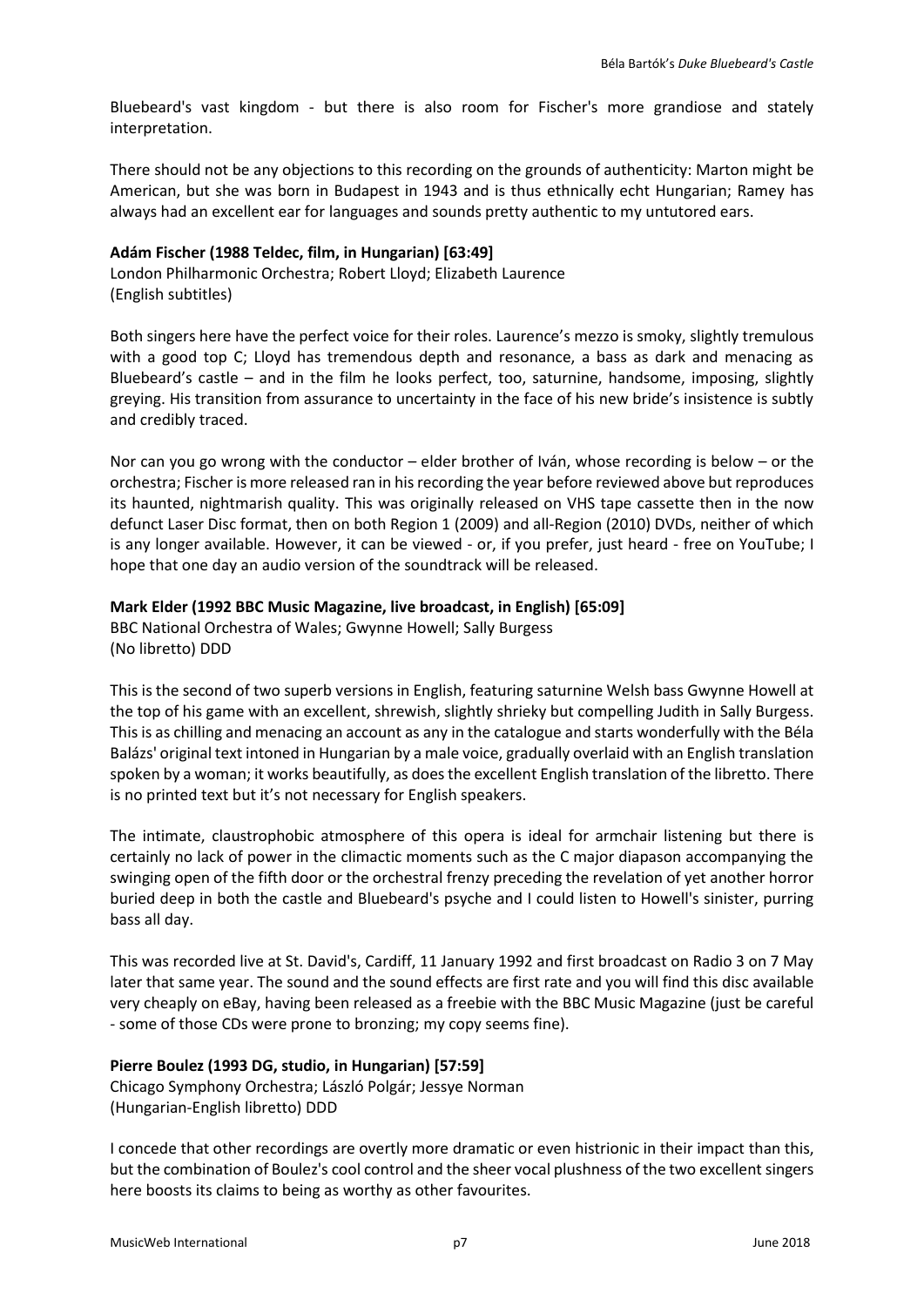Bluebeard's vast kingdom - but there is also room for Fischer's more grandiose and stately interpretation.

There should not be any objections to this recording on the grounds of authenticity: Marton might be American, but she was born in Budapest in 1943 and is thus ethnically echt Hungarian; Ramey has always had an excellent ear for languages and sounds pretty authentic to my untutored ears.

**Adám Fischer (1988 Teldec, film, in Hungarian) [63:49]**
London Philharmonic Orchestra; Robert Lloyd; Elizabeth Laurence
(English subtitles)

Both singers here have the perfect voice for their roles. Laurence's mezzo is smoky, slightly tremulous with a good top C; Lloyd has tremendous depth and resonance, a bass as dark and menacing as Bluebeard's castle – and in the film he looks perfect, too, saturnine, handsome, imposing, slightly greying. His transition from assurance to uncertainty in the face of his new bride's insistence is subtly and credibly traced.

Nor can you go wrong with the conductor – elder brother of Iván, whose recording is below – or the orchestra; Fischer is more released ran in his recording the year before reviewed above but reproduces its haunted, nightmarish quality. This was originally released on VHS tape cassette then in the now defunct Laser Disc format, then on both Region 1 (2009) and all-Region (2010) DVDs, neither of which is any longer available. However, it can be viewed - or, if you prefer, just heard - free on YouTube; I hope that one day an audio version of the soundtrack will be released.

**Mark Elder (1992 BBC Music Magazine, live broadcast, in English) [65:09]**
BBC National Orchestra of Wales; Gwynne Howell; Sally Burgess
(No libretto) DDD

This is the second of two superb versions in English, featuring saturnine Welsh bass Gwynne Howell at the top of his game with an excellent, shrewish, slightly shrieky but compelling Judith in Sally Burgess. This is as chilling and menacing an account as any in the catalogue and starts wonderfully with the Béla Balázs' original text intoned in Hungarian by a male voice, gradually overlaid with an English translation spoken by a woman; it works beautifully, as does the excellent English translation of the libretto. There is no printed text but it's not necessary for English speakers.

The intimate, claustrophobic atmosphere of this opera is ideal for armchair listening but there is certainly no lack of power in the climactic moments such as the C major diapason accompanying the swinging open of the fifth door or the orchestral frenzy preceding the revelation of yet another horror buried deep in both the castle and Bluebeard's psyche and I could listen to Howell's sinister, purring bass all day.

This was recorded live at St. David's, Cardiff, 11 January 1992 and first broadcast on Radio 3 on 7 May later that same year. The sound and the sound effects are first rate and you will find this disc available very cheaply on eBay, having been released as a freebie with the BBC Music Magazine (just be careful - some of those CDs were prone to bronzing; my copy seems fine).

**Pierre Boulez (1993 DG, studio, in Hungarian) [57:59]**
Chicago Symphony Orchestra; László Polgár; Jessye Norman
(Hungarian-English libretto) DDD

I concede that other recordings are overtly more dramatic or even histrionic in their impact than this, but the combination of Boulez's cool control and the sheer vocal plushness of the two excellent singers here boosts its claims to being as worthy as other favourites.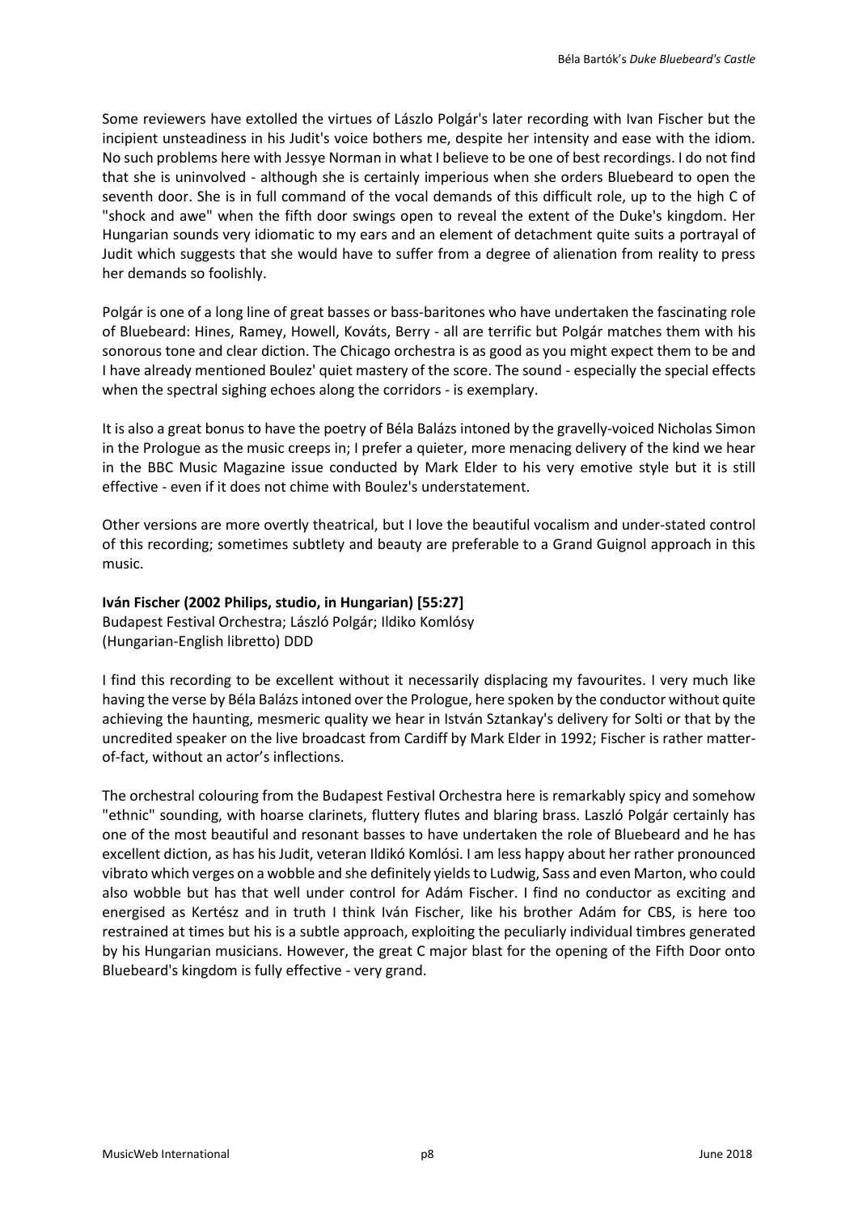Some reviewers have extolled the virtues of Lászlo Polgár's later recording with Ivan Fischer but the incipient unsteadiness in his Judit's voice bothers me, despite her intensity and ease with the idiom. No such problems here with Jessye Norman in what I believe to be one of best recordings. I do not find that she is uninvolved - although she is certainly imperious when she orders Bluebeard to open the seventh door. She is in full command of the vocal demands of this difficult role, up to the high C of "shock and awe" when the fifth door swings open to reveal the extent of the Duke's kingdom. Her Hungarian sounds very idiomatic to my ears and an element of detachment quite suits a portrayal of Judit which suggests that she would have to suffer from a degree of alienation from reality to press her demands so foolishly.

Polgár is one of a long line of great basses or bass-baritones who have undertaken the fascinating role of Bluebeard: Hines, Ramey, Howell, Kováts, Berry - all are terrific but Polgár matches them with his sonorous tone and clear diction. The Chicago orchestra is as good as you might expect them to be and I have already mentioned Boulez' quiet mastery of the score. The sound - especially the special effects when the spectral sighing echoes along the corridors - is exemplary.

It is also a great bonus to have the poetry of Béla Balázs intoned by the gravelly-voiced Nicholas Simon in the Prologue as the music creeps in; I prefer a quieter, more menacing delivery of the kind we hear in the BBC Music Magazine issue conducted by Mark Elder to his very emotive style but it is still effective - even if it does not chime with Boulez's understatement.

Other versions are more overtly theatrical, but I love the beautiful vocalism and under-stated control of this recording; sometimes subtlety and beauty are preferable to a Grand Guignol approach in this music.

**Iván Fischer (2002 Philips, studio, in Hungarian) [55:27]**
Budapest Festival Orchestra; László Polgár; Ildiko Komlósy
(Hungarian-English libretto) DDD

I find this recording to be excellent without it necessarily displacing my favourites. I very much like having the verse by Béla Balázs intoned over the Prologue, here spoken by the conductor without quite achieving the haunting, mesmeric quality we hear in István Sztankay's delivery for Solti or that by the uncredited speaker on the live broadcast from Cardiff by Mark Elder in 1992; Fischer is rather matter-of-fact, without an actor's inflections.

The orchestral colouring from the Budapest Festival Orchestra here is remarkably spicy and somehow "ethnic" sounding, with hoarse clarinets, fluttery flutes and blaring brass. Laszló Polgár certainly has one of the most beautiful and resonant basses to have undertaken the role of Bluebeard and he has excellent diction, as has his Judit, veteran Ildikó Komlósi. I am less happy about her rather pronounced vibrato which verges on a wobble and she definitely yields to Ludwig, Sass and even Marton, who could also wobble but has that well under control for Adám Fischer. I find no conductor as exciting and energised as Kertész and in truth I think Iván Fischer, like his brother Adám for CBS, is here too restrained at times but his is a subtle approach, exploiting the peculiarly individual timbres generated by his Hungarian musicians. However, the great C major blast for the opening of the Fifth Door onto Bluebeard's kingdom is fully effective - very grand.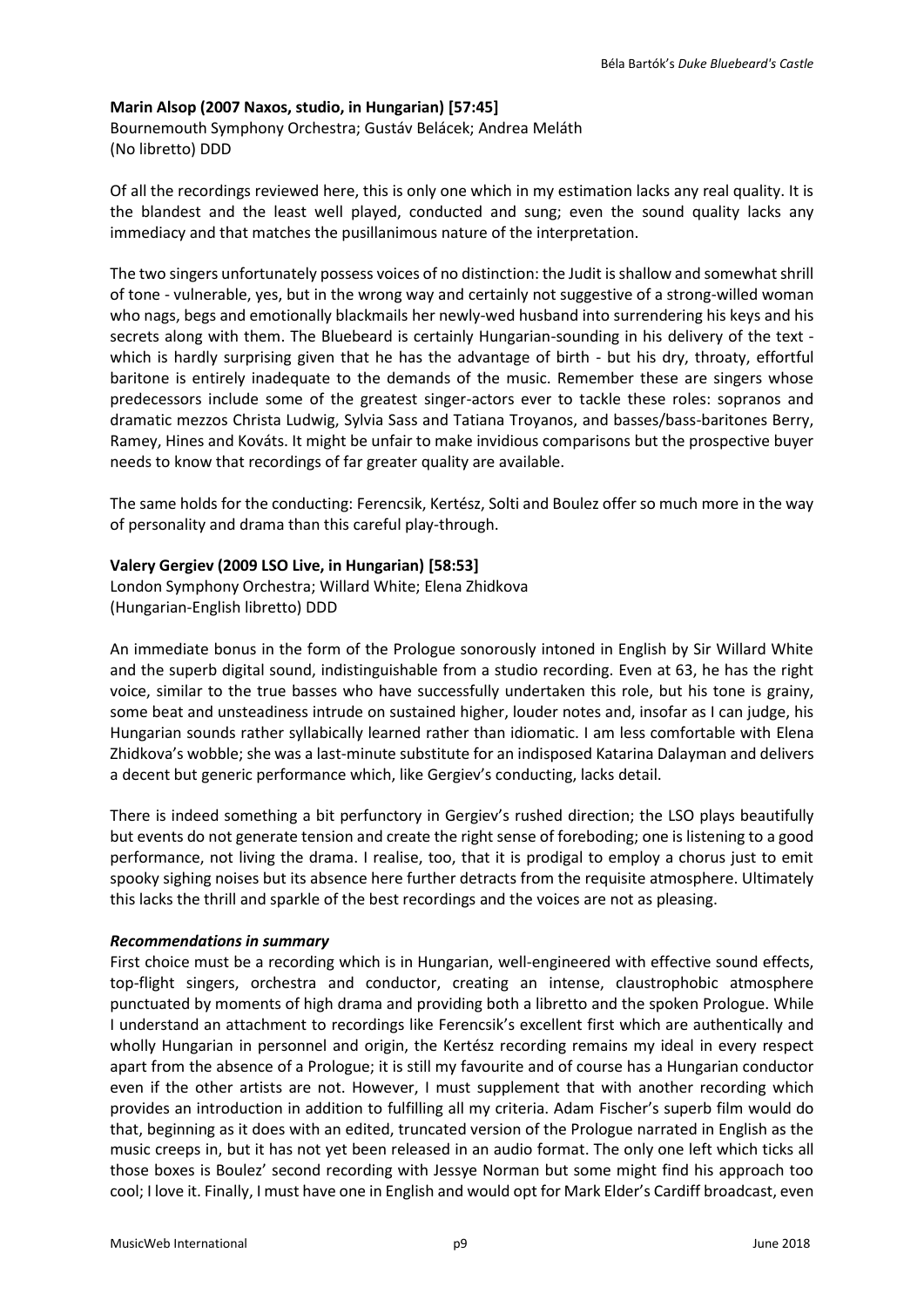**Marin Alsop (2007 Naxos, studio, in Hungarian) [57:45]**
Bournemouth Symphony Orchestra; Gustáv Belácek; Andrea Meláth
(No libretto) DDD

Of all the recordings reviewed here, this is only one which in my estimation lacks any real quality. It is the blandest and the least well played, conducted and sung; even the sound quality lacks any immediacy and that matches the pusillanimous nature of the interpretation.

The two singers unfortunately possess voices of no distinction: the Judit is shallow and somewhat shrill of tone - vulnerable, yes, but in the wrong way and certainly not suggestive of a strong-willed woman who nags, begs and emotionally blackmails her newly-wed husband into surrendering his keys and his secrets along with them. The Bluebeard is certainly Hungarian-sounding in his delivery of the text - which is hardly surprising given that he has the advantage of birth - but his dry, throaty, effortful baritone is entirely inadequate to the demands of the music. Remember these are singers whose predecessors include some of the greatest singer-actors ever to tackle these roles: sopranos and dramatic mezzos Christa Ludwig, Sylvia Sass and Tatiana Troyanos, and basses/bass-baritones Berry, Ramey, Hines and Kováts. It might be unfair to make invidious comparisons but the prospective buyer needs to know that recordings of far greater quality are available.

The same holds for the conducting: Ferencsik, Kertész, Solti and Boulez offer so much more in the way of personality and drama than this careful play-through.

**Valery Gergiev (2009 LSO Live, in Hungarian) [58:53]**
London Symphony Orchestra; Willard White; Elena Zhidkova
(Hungarian-English libretto) DDD

An immediate bonus in the form of the Prologue sonorously intoned in English by Sir Willard White and the superb digital sound, indistinguishable from a studio recording. Even at 63, he has the right voice, similar to the true basses who have successfully undertaken this role, but his tone is grainy, some beat and unsteadiness intrude on sustained higher, louder notes and, insofar as I can judge, his Hungarian sounds rather syllabically learned rather than idiomatic. I am less comfortable with Elena Zhidkova's wobble; she was a last-minute substitute for an indisposed Katarina Dalayman and delivers a decent but generic performance which, like Gergiev's conducting, lacks detail.

There is indeed something a bit perfunctory in Gergiev's rushed direction; the LSO plays beautifully but events do not generate tension and create the right sense of foreboding; one is listening to a good performance, not living the drama. I realise, too, that it is prodigal to employ a chorus just to emit spooky sighing noises but its absence here further detracts from the requisite atmosphere. Ultimately this lacks the thrill and sparkle of the best recordings and the voices are not as pleasing.

***Recommendations in summary***

First choice must be a recording which is in Hungarian, well-engineered with effective sound effects, top-flight singers, orchestra and conductor, creating an intense, claustrophobic atmosphere punctuated by moments of high drama and providing both a libretto and the spoken Prologue. While I understand an attachment to recordings like Ferencsik's excellent first which are authentically and wholly Hungarian in personnel and origin, the Kertész recording remains my ideal in every respect apart from the absence of a Prologue; it is still my favourite and of course has a Hungarian conductor even if the other artists are not. However, I must supplement that with another recording which provides an introduction in addition to fulfilling all my criteria. Adam Fischer's superb film would do that, beginning as it does with an edited, truncated version of the Prologue narrated in English as the music creeps in, but it has not yet been released in an audio format. The only one left which ticks all those boxes is Boulez' second recording with Jessye Norman but some might find his approach too cool; I love it. Finally, I must have one in English and would opt for Mark Elder's Cardiff broadcast, even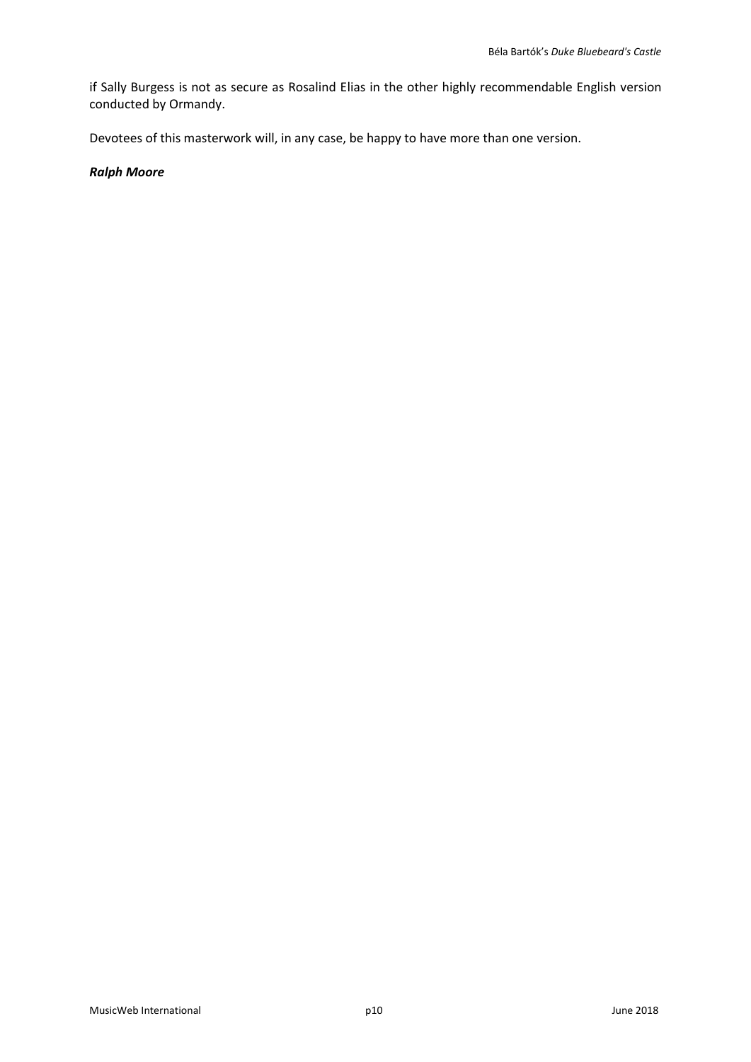if Sally Burgess is not as secure as Rosalind Elias in the other highly recommendable English version conducted by Ormandy.

Devotees of this masterwork will, in any case, be happy to have more than one version.

***Ralph Moore***